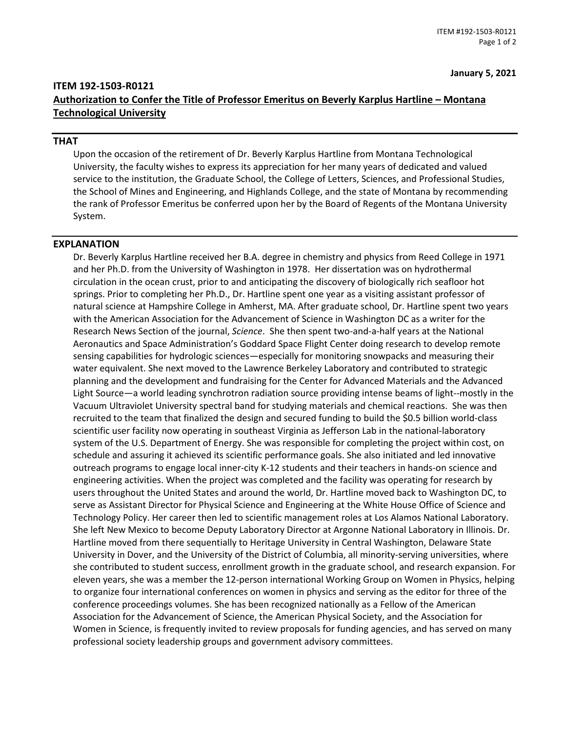**January 5, 2021**

## ITEM 192-1503-R0121

**Authorization to Confer the Title of Professor Emeritus on Beverly Karplus Hartline – Montana Technological University**

### THAT

Upon the occasion of the retirement of Dr. Beverly Karplus Hartline from Montana Technological University, the faculty wishes to express its appreciation for her many years of dedicated and valued service to the institution, the Graduate School, the College of Letters, Sciences, and Professional Studies, the School of Mines and Engineering, and Highlands College, and the state of Montana by recommending the rank of Professor Emeritus be conferred upon her by the Board of Regents of the Montana University System.

### EXPLANATION

Dr. Beverly Karplus Hartline received her B.A. degree in chemistry and physics from Reed College in 1971 and her Ph.D. from the University of Washington in 1978. Her dissertation was on hydrothermal circulation in the ocean crust, prior to and anticipating the discovery of biologically rich seafloor hot springs. Prior to completing her Ph.D., Dr. Hartline spent one year as a visiting assistant professor of natural science at Hampshire College in Amherst, MA. After graduate school, Dr. Hartline spent two years with the American Association for the Advancement of Science in Washington DC as a writer for the Research News Section of the journal, *Science*. She then spent two-and-a-half years at the National Aeronautics and Space Administration's Goddard Space Flight Center doing research to develop remote sensing capabilities for hydrologic sciences—especially for monitoring snowpacks and measuring their water equivalent. She next moved to the Lawrence Berkeley Laboratory and contributed to strategic planning and the development and fundraising for the Center for Advanced Materials and the Advanced Light Source—a world leading synchrotron radiation source providing intense beams of light--mostly in the Vacuum Ultraviolet University spectral band for studying materials and chemical reactions. She was then recruited to the team that finalized the design and secured funding to build the $0.5 billion world-class scientific user facility now operating in southeast Virginia as Jefferson Lab in the national-laboratory system of the U.S. Department of Energy. She was responsible for completing the project within cost, on schedule and assuring it achieved its scientific performance goals. She also initiated and led innovative outreach programs to engage local inner-city K-12 students and their teachers in hands-on science and engineering activities. When the project was completed and the facility was operating for research by users throughout the United States and around the world, Dr. Hartline moved back to Washington DC, to serve as Assistant Director for Physical Science and Engineering at the White House Office of Science and Technology Policy. Her career then led to scientific management roles at Los Alamos National Laboratory. She left New Mexico to become Deputy Laboratory Director at Argonne National Laboratory in Illinois. Dr. Hartline moved from there sequentially to Heritage University in Central Washington, Delaware State University in Dover, and the University of the District of Columbia, all minority-serving universities, where she contributed to student success, enrollment growth in the graduate school, and research expansion. For eleven years, she was a member the 12-person international Working Group on Women in Physics, helping to organize four international conferences on women in physics and serving as the editor for three of the conference proceedings volumes. She has been recognized nationally as a Fellow of the American Association for the Advancement of Science, the American Physical Society, and the Association for Women in Science, is frequently invited to review proposals for funding agencies, and has served on many professional society leadership groups and government advisory committees.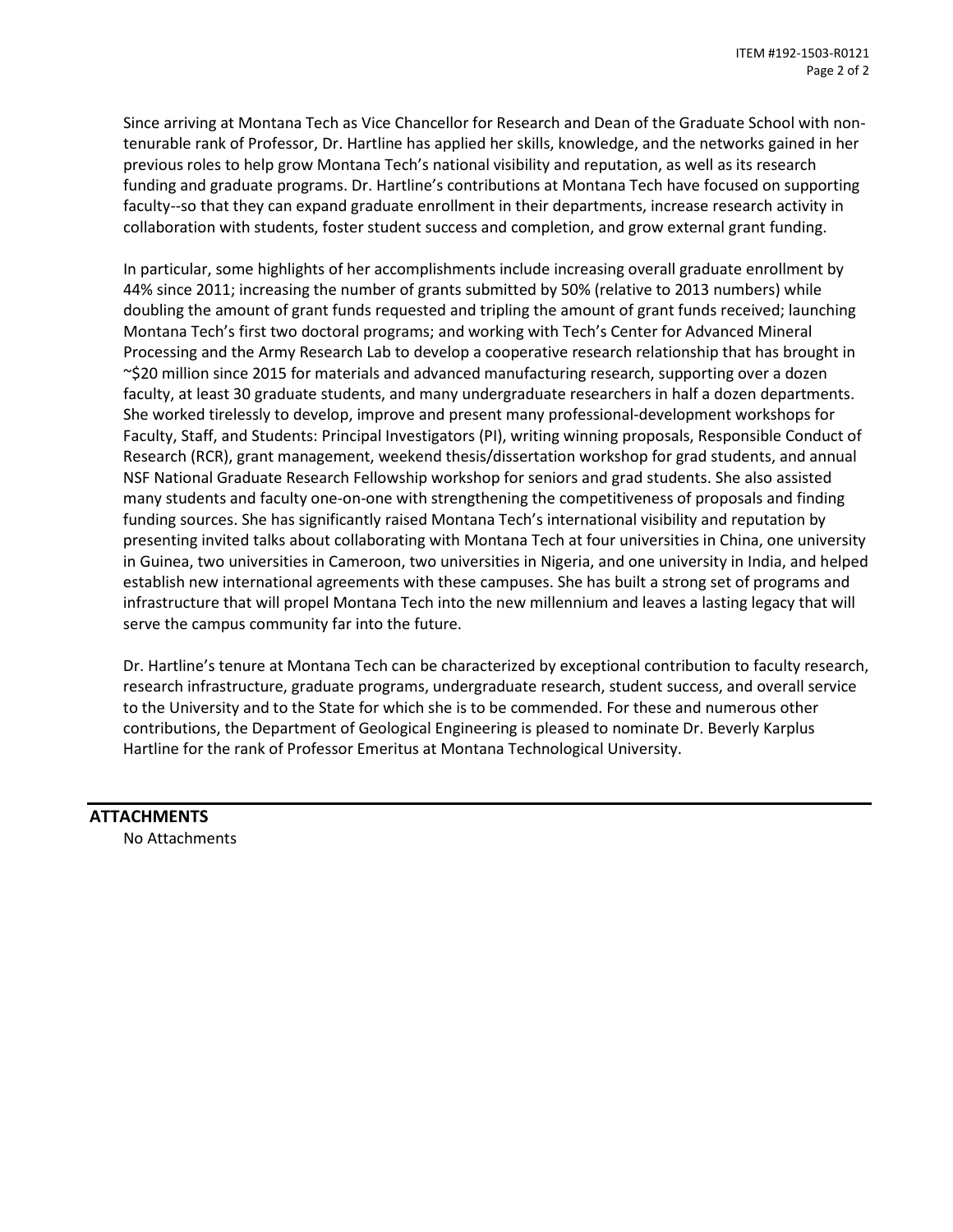Since arriving at Montana Tech as Vice Chancellor for Research and Dean of the Graduate School with non-tenurable rank of Professor, Dr. Hartline has applied her skills, knowledge, and the networks gained in her previous roles to help grow Montana Tech's national visibility and reputation, as well as its research funding and graduate programs. Dr. Hartline's contributions at Montana Tech have focused on supporting faculty--so that they can expand graduate enrollment in their departments, increase research activity in collaboration with students, foster student success and completion, and grow external grant funding.

In particular, some highlights of her accomplishments include increasing overall graduate enrollment by 44% since 2011; increasing the number of grants submitted by 50% (relative to 2013 numbers) while doubling the amount of grant funds requested and tripling the amount of grant funds received; launching Montana Tech's first two doctoral programs; and working with Tech's Center for Advanced Mineral Processing and the Army Research Lab to develop a cooperative research relationship that has brought in ~$20 million since 2015 for materials and advanced manufacturing research, supporting over a dozen faculty, at least 30 graduate students, and many undergraduate researchers in half a dozen departments. She worked tirelessly to develop, improve and present many professional-development workshops for Faculty, Staff, and Students: Principal Investigators (PI), writing winning proposals, Responsible Conduct of Research (RCR), grant management, weekend thesis/dissertation workshop for grad students, and annual NSF National Graduate Research Fellowship workshop for seniors and grad students. She also assisted many students and faculty one-on-one with strengthening the competitiveness of proposals and finding funding sources. She has significantly raised Montana Tech's international visibility and reputation by presenting invited talks about collaborating with Montana Tech at four universities in China, one university in Guinea, two universities in Cameroon, two universities in Nigeria, and one university in India, and helped establish new international agreements with these campuses. She has built a strong set of programs and infrastructure that will propel Montana Tech into the new millennium and leaves a lasting legacy that will serve the campus community far into the future.

Dr. Hartline's tenure at Montana Tech can be characterized by exceptional contribution to faculty research, research infrastructure, graduate programs, undergraduate research, student success, and overall service to the University and to the State for which she is to be commended. For these and numerous other contributions, the Department of Geological Engineering is pleased to nominate Dr. Beverly Karplus Hartline for the rank of Professor Emeritus at Montana Technological University.

## ATTACHMENTS

No Attachments